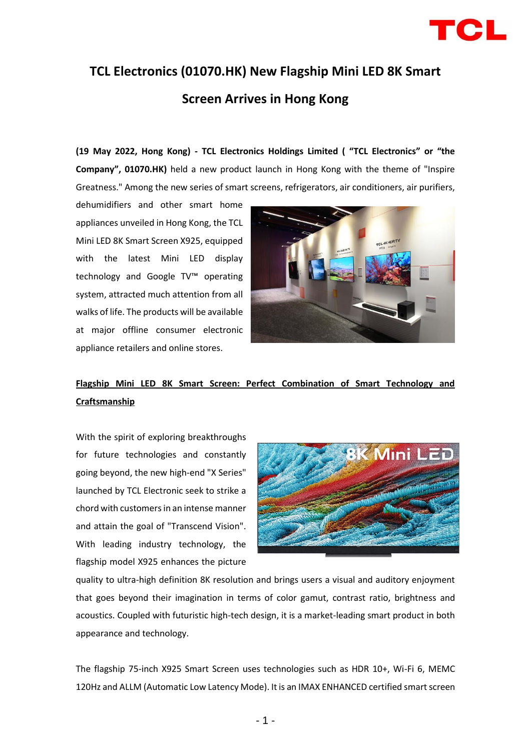# TCL Electronics (01070.HK) New Flagship Mini LED 8K Smart Screen Arrives in Hong Kong

**(19 May 2022, Hong Kong) - TCL Electronics Holdings Limited ( "TCL Electronics" or "the Company", 01070.HK)** held a new product launch in Hong Kong with the theme of "Inspire Greatness." Among the new series of smart screens, refrigerators, air conditioners, air purifiers, dehumidifiers and other smart home appliances unveiled in Hong Kong, the TCL Mini LED 8K Smart Screen X925, equipped with the latest Mini LED display technology and Google TV™ operating system, attracted much attention from all walks of life. The products will be available at major offline consumer electronic appliance retailers and online stores.

**Flagship Mini LED 8K Smart Screen: Perfect Combination of Smart Technology and Craftsmanship**

With the spirit of exploring breakthroughs for future technologies and constantly going beyond, the new high-end "X Series" launched by TCL Electronic seek to strike a chord with customers in an intense manner and attain the goal of "Transcend Vision". With leading industry technology, the flagship model X925 enhances the picture quality to ultra-high definition 8K resolution and brings users a visual and auditory enjoyment that goes beyond their imagination in terms of color gamut, contrast ratio, brightness and acoustics. Coupled with futuristic high-tech design, it is a market-leading smart product in both appearance and technology.

The flagship 75-inch X925 Smart Screen uses technologies such as HDR 10+, Wi-Fi 6, MEMC 120Hz and ALLM (Automatic Low Latency Mode). It is an IMAX ENHANCED certified smart screen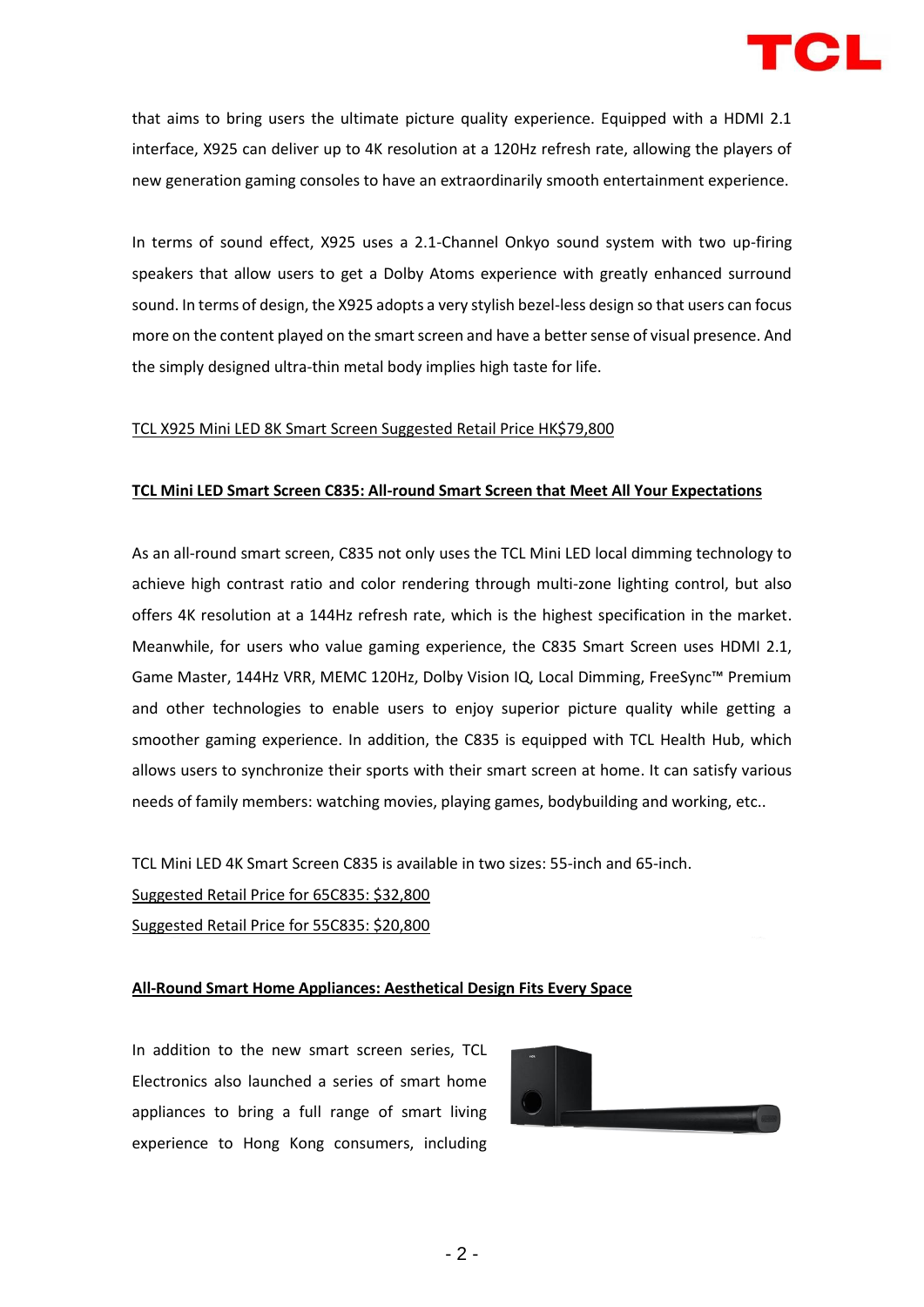that aims to bring users the ultimate picture quality experience. Equipped with a HDMI 2.1 interface, X925 can deliver up to 4K resolution at a 120Hz refresh rate, allowing the players of new generation gaming consoles to have an extraordinarily smooth entertainment experience.

In terms of sound effect, X925 uses a 2.1-Channel Onkyo sound system with two up-firing speakers that allow users to get a Dolby Atoms experience with greatly enhanced surround sound. In terms of design, the X925 adopts a very stylish bezel-less design so that users can focus more on the content played on the smart screen and have a better sense of visual presence. And the simply designed ultra-thin metal body implies high taste for life.

TCL X925 Mini LED 8K Smart Screen Suggested Retail Price HK$79,800

**TCL Mini LED Smart Screen C835: All-round Smart Screen that Meet All Your Expectations**

As an all-round smart screen, C835 not only uses the TCL Mini LED local dimming technology to achieve high contrast ratio and color rendering through multi-zone lighting control, but also offers 4K resolution at a 144Hz refresh rate, which is the highest specification in the market. Meanwhile, for users who value gaming experience, the C835 Smart Screen uses HDMI 2.1, Game Master, 144Hz VRR, MEMC 120Hz, Dolby Vision IQ, Local Dimming, FreeSync™ Premium and other technologies to enable users to enjoy superior picture quality while getting a smoother gaming experience. In addition, the C835 is equipped with TCL Health Hub, which allows users to synchronize their sports with their smart screen at home. It can satisfy various needs of family members: watching movies, playing games, bodybuilding and working, etc..

TCL Mini LED 4K Smart Screen C835 is available in two sizes: 55-inch and 65-inch.
Suggested Retail Price for 65C835: $32,800
Suggested Retail Price for 55C835: $20,800

**All-Round Smart Home Appliances: Aesthetical Design Fits Every Space**

In addition to the new smart screen series, TCL Electronics also launched a series of smart home appliances to bring a full range of smart living experience to Hong Kong consumers, including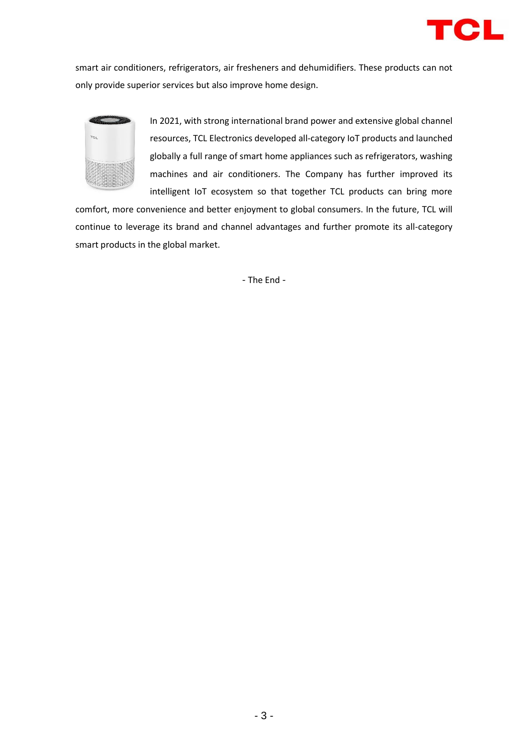smart air conditioners, refrigerators, air fresheners and dehumidifiers. These products can not only provide superior services but also improve home design.

In 2021, with strong international brand power and extensive global channel resources, TCL Electronics developed all-category IoT products and launched globally a full range of smart home appliances such as refrigerators, washing machines and air conditioners. The Company has further improved its intelligent IoT ecosystem so that together TCL products can bring more comfort, more convenience and better enjoyment to global consumers. In the future, TCL will continue to leverage its brand and channel advantages and further promote its all-category smart products in the global market.

- The End -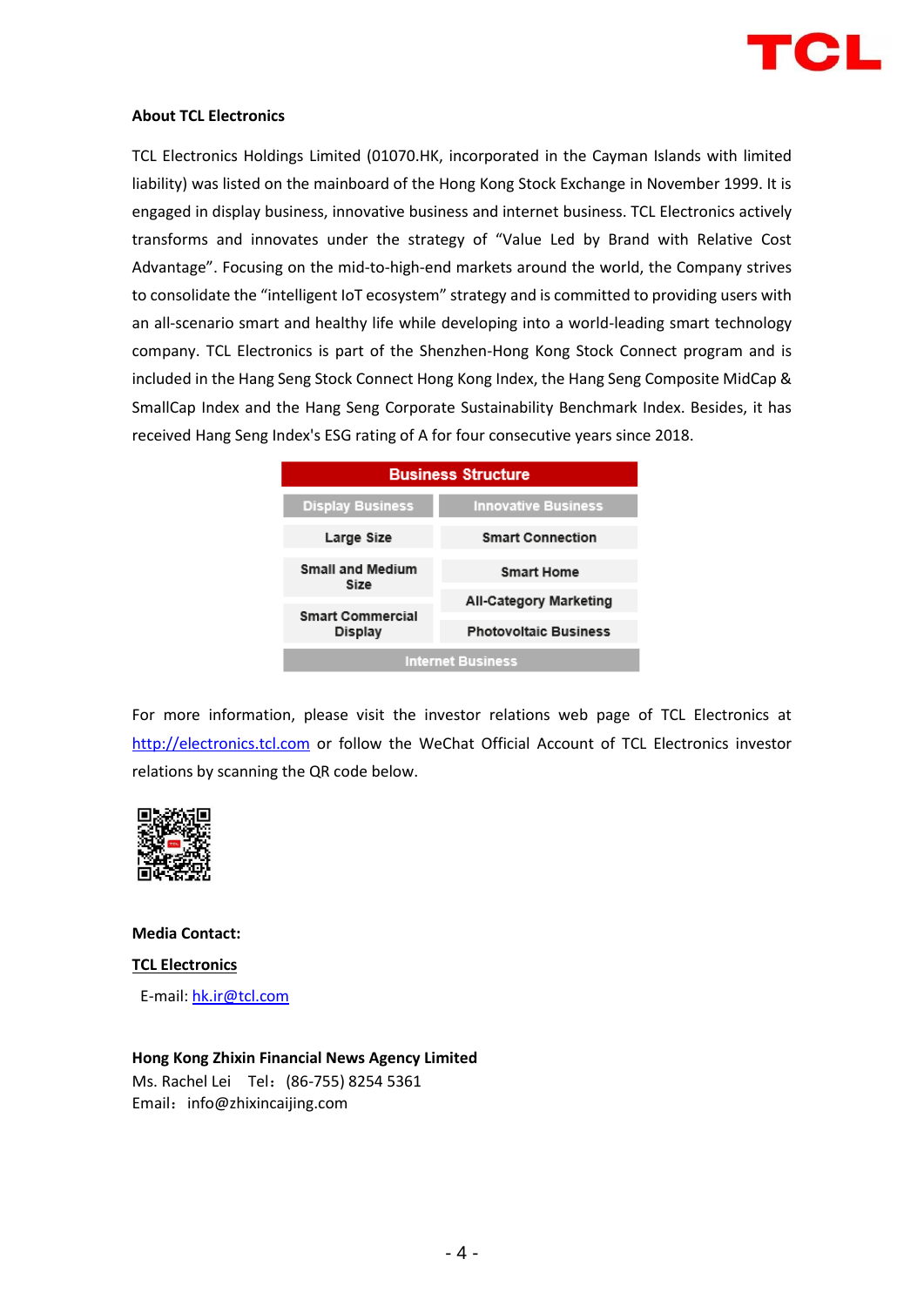**About TCL Electronics**

TCL Electronics Holdings Limited (01070.HK, incorporated in the Cayman Islands with limited liability) was listed on the mainboard of the Hong Kong Stock Exchange in November 1999. It is engaged in display business, innovative business and internet business. TCL Electronics actively transforms and innovates under the strategy of “Value Led by Brand with Relative Cost Advantage”. Focusing on the mid-to-high-end markets around the world, the Company strives to consolidate the “intelligent IoT ecosystem” strategy and is committed to providing users with an all-scenario smart and healthy life while developing into a world-leading smart technology company. TCL Electronics is part of the Shenzhen-Hong Kong Stock Connect program and is included in the Hang Seng Stock Connect Hong Kong Index, the Hang Seng Composite MidCap & SmallCap Index and the Hang Seng Corporate Sustainability Benchmark Index. Besides, it has received Hang Seng Index's ESG rating of A for four consecutive years since 2018.

| Business Structure | |
|---|---|
| Display Business | Innovative Business |
| Large Size | Smart Connection |
| Small and Medium Size | Smart Home |
| Smart Commercial Display | All-Category Marketing |
| | Photovoltaic Business |
| Internet Business | |

For more information, please visit the investor relations web page of TCL Electronics at http://electronics.tcl.com or follow the WeChat Official Account of TCL Electronics investor relations by scanning the QR code below.

**Media Contact:**

**TCL Electronics**

E-mail: hk.ir@tcl.com

**Hong Kong Zhixin Financial News Agency Limited**

Ms. Rachel Lei Tel：(86-755) 8254 5361

Email：info@zhixincaijing.com